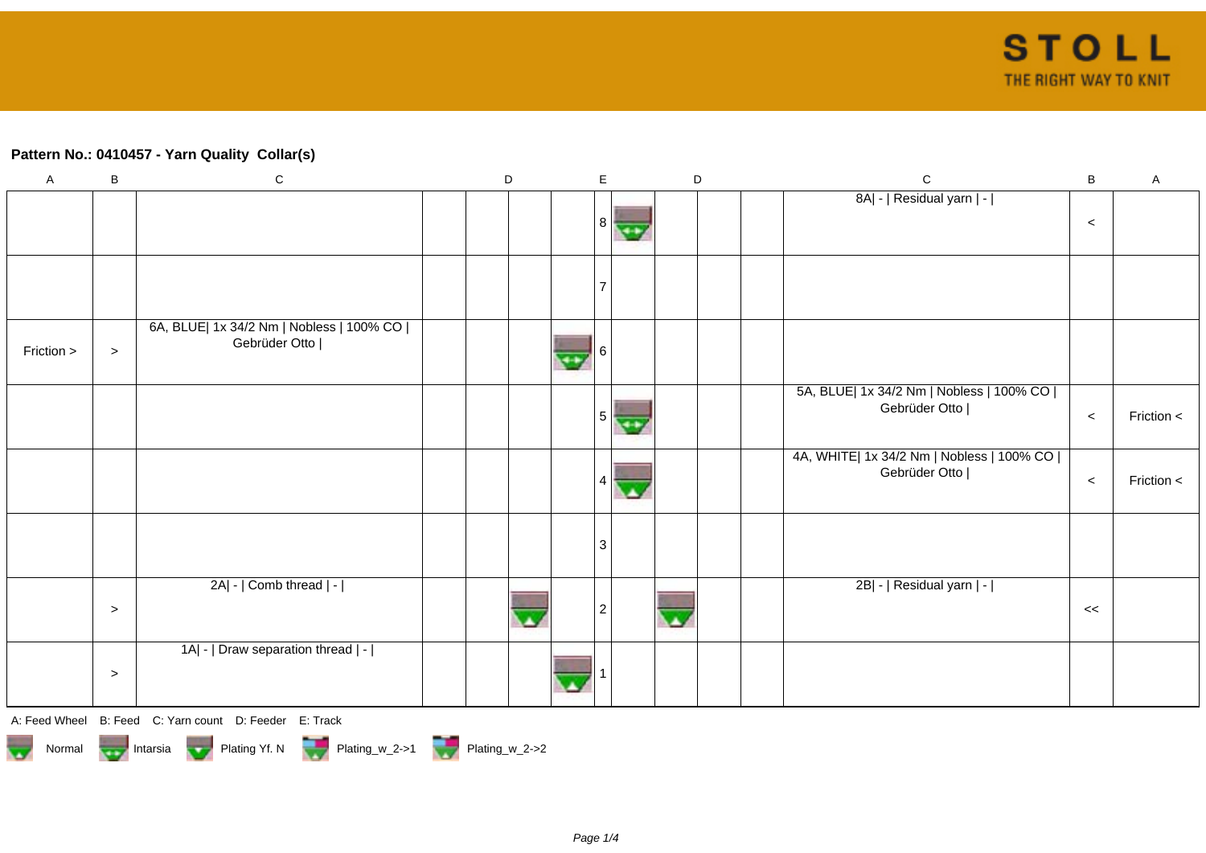## Pattern No.: 0410457 - Yarn Quality  Collar(s)

| A | B | C | D | | | | E | D | | | | C | B | A |
|---|---|---|---|---|---|---|---|---|---|---|---|---|---|---|
| | | | | | | | 8 | | | | | 8A\| - \| Residual yarn \| - \| | < | |
| | | | | | | | 7 | | | | | | | |
| Friction > | > | 6A, BLUE\| 1x 34/2 Nm \| Nobless \| 100% CO \| Gebrüder Otto \| | | | | | 6 | | | | | | | |
| | | | | | | | 5 | | | | | 5A, BLUE\| 1x 34/2 Nm \| Nobless \| 100% CO \| Gebrüder Otto \| | < | Friction < |
| | | | | | | | 4 | | | | | 4A, WHITE\| 1x 34/2 Nm \| Nobless \| 100% CO \| Gebrüder Otto \| | < | Friction < |
| | | | | | | | 3 | | | | | | | |
| | > | 2A\| - \| Comb thread \| - \| | | | | | 2 | | | | | 2B\| - \| Residual yarn \| - \| | << | |
| | > | 1A\| - \| Draw separation thread \| - \| | | | | | 1 | | | | | | | |

A: Feed Wheel    B: Feed    C: Yarn count    D: Feeder    E: Track

Normal    Intarsia    Plating Yf. N    Plating_w_2->1    Plating_w_2->2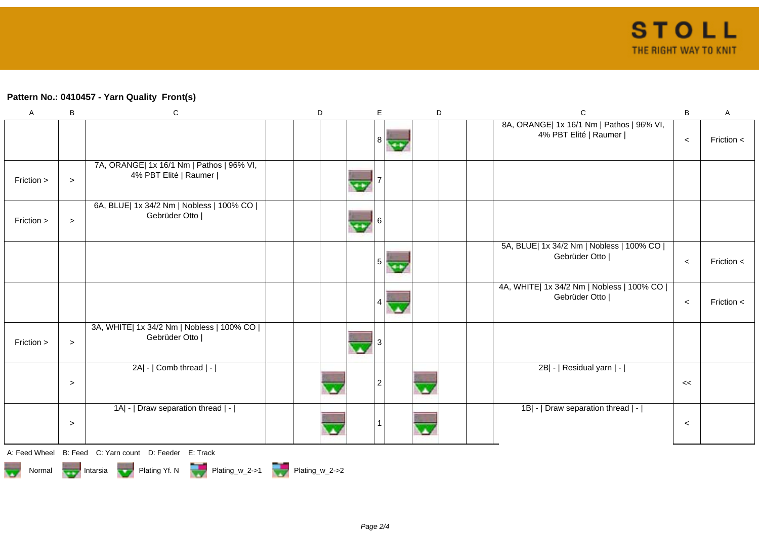## Pattern No.: 0410457 - Yarn Quality Front(s)

| A | B | C | D | D | D | D | E | D | D | D | D | C | B | A |
|---|---|---|---|---|---|---|---|---|---|---|---|---|---|---|
| | | | | | | | 8 | | | | | 8A, ORANGE\| 1x 16/1 Nm \| Pathos \| 96% VI, 4% PBT Elité \| Raumer \| | < | Friction < |
| Friction > | > | 7A, ORANGE\| 1x 16/1 Nm \| Pathos \| 96% VI, 4% PBT Elité \| Raumer \| | | | | | 7 | | | | | | | |
| Friction > | > | 6A, BLUE\| 1x 34/2 Nm \| Nobless \| 100% CO \| Gebrüder Otto \| | | | | | 6 | | | | | | | |
| | | | | | | | 5 | | | | | 5A, BLUE\| 1x 34/2 Nm \| Nobless \| 100% CO \| Gebrüder Otto \| | < | Friction < |
| | | | | | | | 4 | | | | | 4A, WHITE\| 1x 34/2 Nm \| Nobless \| 100% CO \| Gebrüder Otto \| | < | Friction < |
| Friction > | > | 3A, WHITE\| 1x 34/2 Nm \| Nobless \| 100% CO \| Gebrüder Otto \| | | | | | 3 | | | | | | | |
| | > | 2A\| - \| Comb thread \| - \| | | | | | 2 | | | | | 2B\| - \| Residual yarn \| - \| | << | |
| | > | 1A\| - \| Draw separation thread \| - \| | | | | | 1 | | | | | 1B\| - \| Draw separation thread \| - \| | < | |

A: Feed Wheel B: Feed C: Yarn count D: Feeder E: Track

Normal Intarsia Plating Yf. N Plating_w_2->1 Plating_w_2->2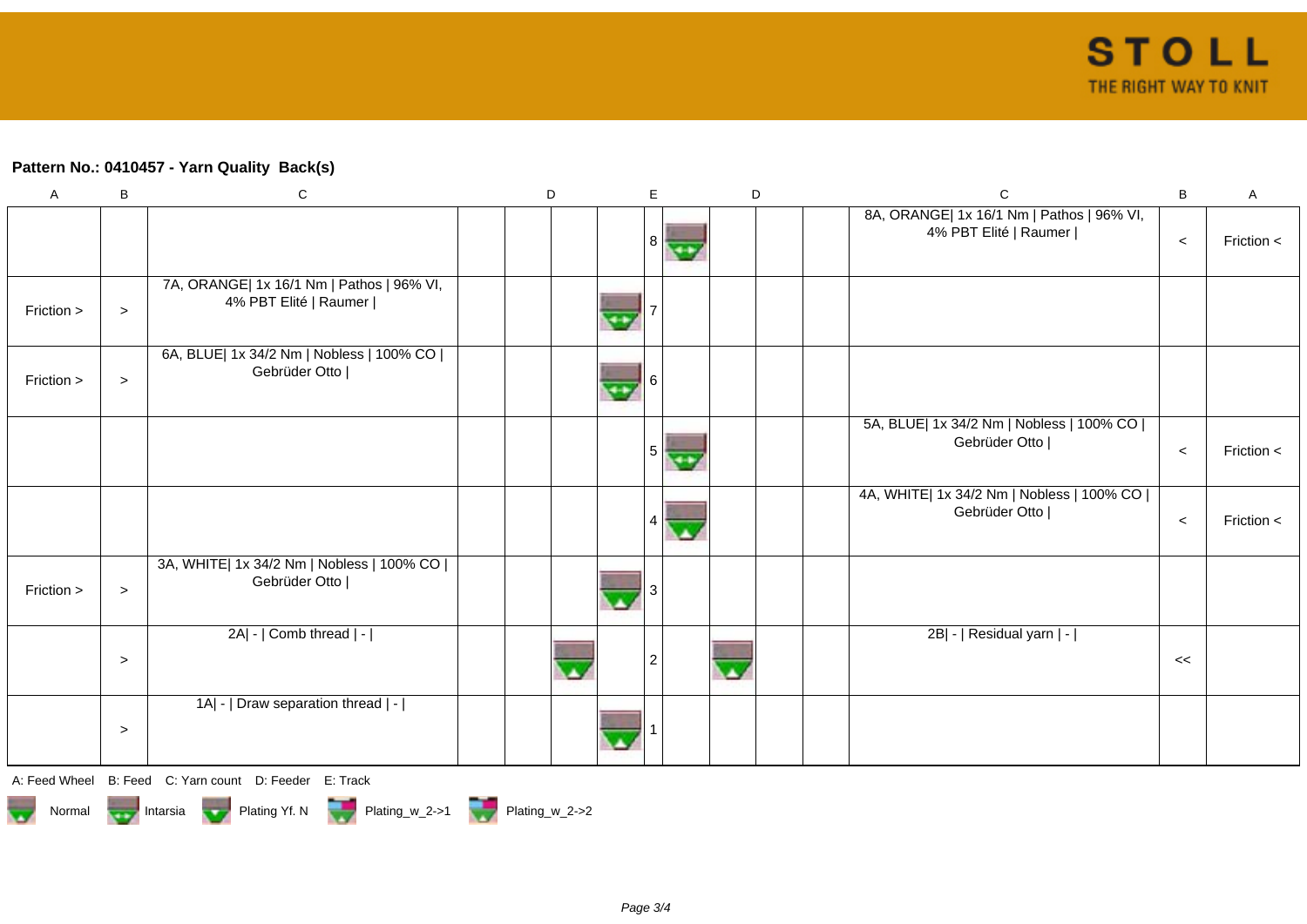**Pattern No.: 0410457 - Yarn Quality  Back(s)**

| A | B | C | D | | | E | | D | | | C | B | A |
|---|---|---|---|---|---|---|---|---|---|---|---|---|---|
| | | | | | | | 8 | | | | 8A, ORANGE\| 1x 16/1 Nm \| Pathos \| 96% VI, 4% PBT Elité \| Raumer \| | < | Friction < |
| Friction > | > | 7A, ORANGE\| 1x 16/1 Nm \| Pathos \| 96% VI, 4% PBT Elité \| Raumer \| | | | | | 7 | | | | | | |
| Friction > | > | 6A, BLUE\| 1x 34/2 Nm \| Nobless \| 100% CO \| Gebrüder Otto \| | | | | | 6 | | | | | | |
| | | | | | | | 5 | | | | 5A, BLUE\| 1x 34/2 Nm \| Nobless \| 100% CO \| Gebrüder Otto \| | < | Friction < |
| | | | | | | | 4 | | | | 4A, WHITE\| 1x 34/2 Nm \| Nobless \| 100% CO \| Gebrüder Otto \| | < | Friction < |
| Friction > | > | 3A, WHITE\| 1x 34/2 Nm \| Nobless \| 100% CO \| Gebrüder Otto \| | | | | | 3 | | | | | | |
| | > | 2A\| - \| Comb thread \| - \| | | | | | 2 | | | | 2B\| - \| Residual yarn \| - \| | << | |
| | > | 1A\| - \| Draw separation thread \| - \| | | | | | 1 | | | | | | |

A: Feed Wheel  B: Feed  C: Yarn count  D: Feeder  E: Track

Normal  Intarsia  Plating Yf. N  Plating_w_2->1  Plating_w_2->2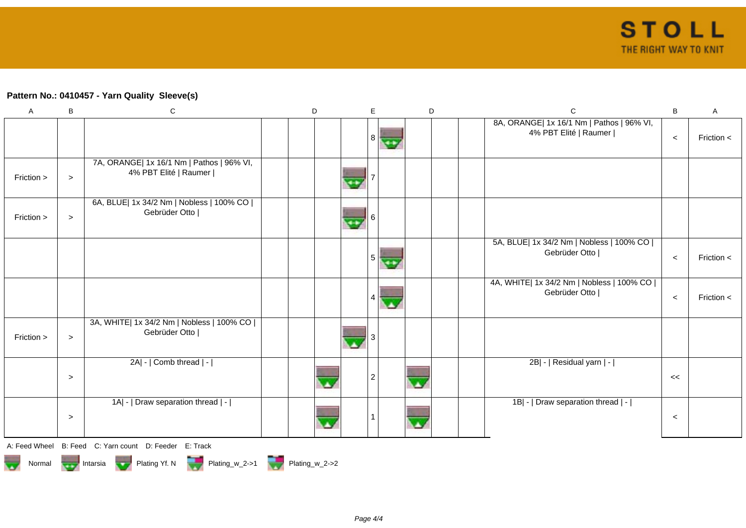**Pattern No.: 0410457 - Yarn Quality Sleeve(s)**

| A | B | C | D | D | D | D | E | D | D | D | C | B | A |
|---|---|---|---|---|---|---|---|---|---|---|---|---|---|
| | | | | | | | 8 | | | | 8A, ORANGE\| 1x 16/1 Nm \| Pathos \| 96% VI, 4% PBT Elité \| Raumer \| | < | Friction < |
| Friction > | > | 7A, ORANGE\| 1x 16/1 Nm \| Pathos \| 96% VI, 4% PBT Elité \| Raumer \| | | | | | 7 | | | | | | |
| Friction > | > | 6A, BLUE\| 1x 34/2 Nm \| Nobless \| 100% CO \| Gebrüder Otto \| | | | | | 6 | | | | | | |
| | | | | | | | 5 | | | | 5A, BLUE\| 1x 34/2 Nm \| Nobless \| 100% CO \| Gebrüder Otto \| | < | Friction < |
| | | | | | | | 4 | | | | 4A, WHITE\| 1x 34/2 Nm \| Nobless \| 100% CO \| Gebrüder Otto \| | < | Friction < |
| Friction > | > | 3A, WHITE\| 1x 34/2 Nm \| Nobless \| 100% CO \| Gebrüder Otto \| | | | | | 3 | | | | | | |
| | > | 2A\| - \| Comb thread \| - \| | | | | | 2 | | | | 2B\| - \| Residual yarn \| - \| | << | |
| | > | 1A\| - \| Draw separation thread \| - \| | | | | | 1 | | | | 1B\| - \| Draw separation thread \| - \| | < | |

A: Feed Wheel B: Feed C: Yarn count D: Feeder E: Track

Normal Intarsia Plating Yf. N Plating_w_2->1 Plating_w_2->2